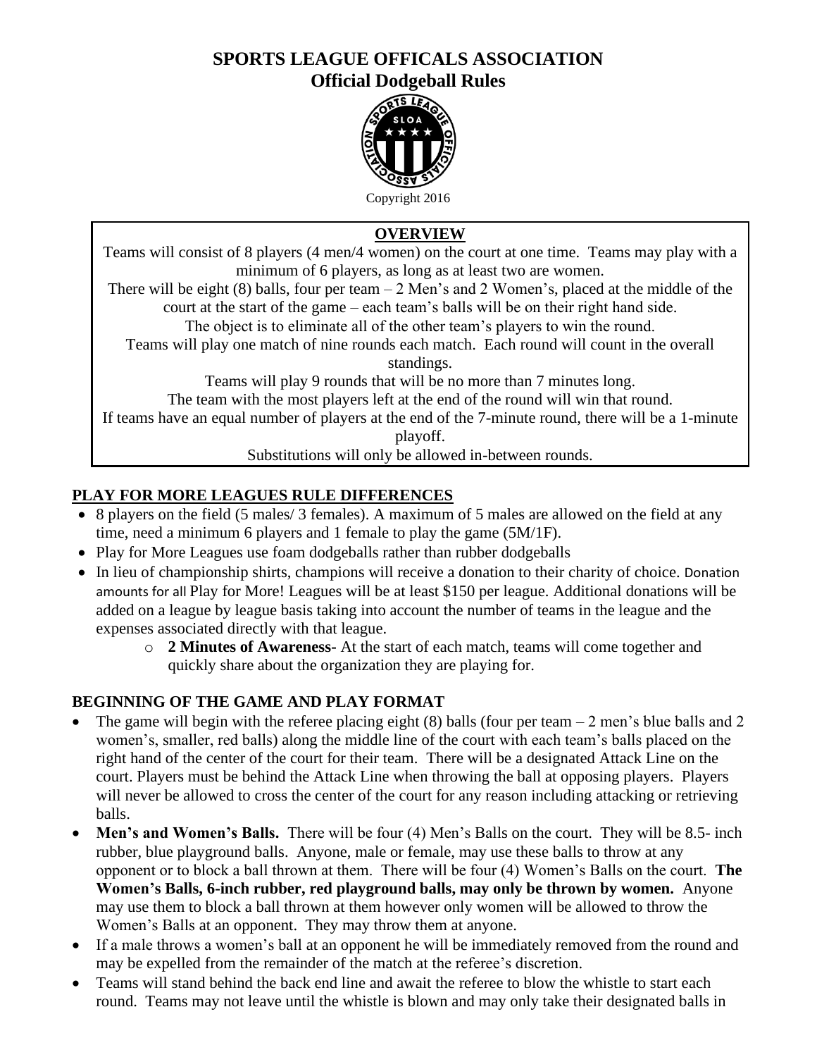# SPORTS LEAGUE OFFICALS ASSOCIATION
## Official Dodgeball Rules

Copyright 2016

**OVERVIEW**

Teams will consist of 8 players (4 men/4 women) on the court at one time. Teams may play with a minimum of 6 players, as long as at least two are women.
There will be eight (8) balls, four per team – 2 Men's and 2 Women's, placed at the middle of the court at the start of the game – each team's balls will be on their right hand side.
The object is to eliminate all of the other team's players to win the round.
Teams will play one match of nine rounds each match. Each round will count in the overall standings.
Teams will play 9 rounds that will be no more than 7 minutes long.
The team with the most players left at the end of the round will win that round.
If teams have an equal number of players at the end of the 7-minute round, there will be a 1-minute playoff.
Substitutions will only be allowed in-between rounds.

## PLAY FOR MORE LEAGUES RULE DIFFERENCES

- 8 players on the field (5 males/ 3 females). A maximum of 5 males are allowed on the field at any time, need a minimum 6 players and 1 female to play the game (5M/1F).
- Play for More Leagues use foam dodgeballs rather than rubber dodgeballs
- In lieu of championship shirts, champions will receive a donation to their charity of choice. Donation amounts for all Play for More! Leagues will be at least $150 per league. Additional donations will be added on a league by league basis taking into account the number of teams in the league and the expenses associated directly with that league.
  - **2 Minutes of Awareness-** At the start of each match, teams will come together and quickly share about the organization they are playing for.

## BEGINNING OF THE GAME AND PLAY FORMAT

- The game will begin with the referee placing eight (8) balls (four per team – 2 men's blue balls and 2 women's, smaller, red balls) along the middle line of the court with each team's balls placed on the right hand of the center of the court for their team. There will be a designated Attack Line on the court. Players must be behind the Attack Line when throwing the ball at opposing players. Players will never be allowed to cross the center of the court for any reason including attacking or retrieving balls.
- **Men's and Women's Balls.** There will be four (4) Men's Balls on the court. They will be 8.5- inch rubber, blue playground balls. Anyone, male or female, may use these balls to throw at any opponent or to block a ball thrown at them. There will be four (4) Women's Balls on the court. **The Women's Balls, 6-inch rubber, red playground balls, may only be thrown by women.** Anyone may use them to block a ball thrown at them however only women will be allowed to throw the Women's Balls at an opponent. They may throw them at anyone.
- If a male throws a women's ball at an opponent he will be immediately removed from the round and may be expelled from the remainder of the match at the referee's discretion.
- Teams will stand behind the back end line and await the referee to blow the whistle to start each round. Teams may not leave until the whistle is blown and may only take their designated balls in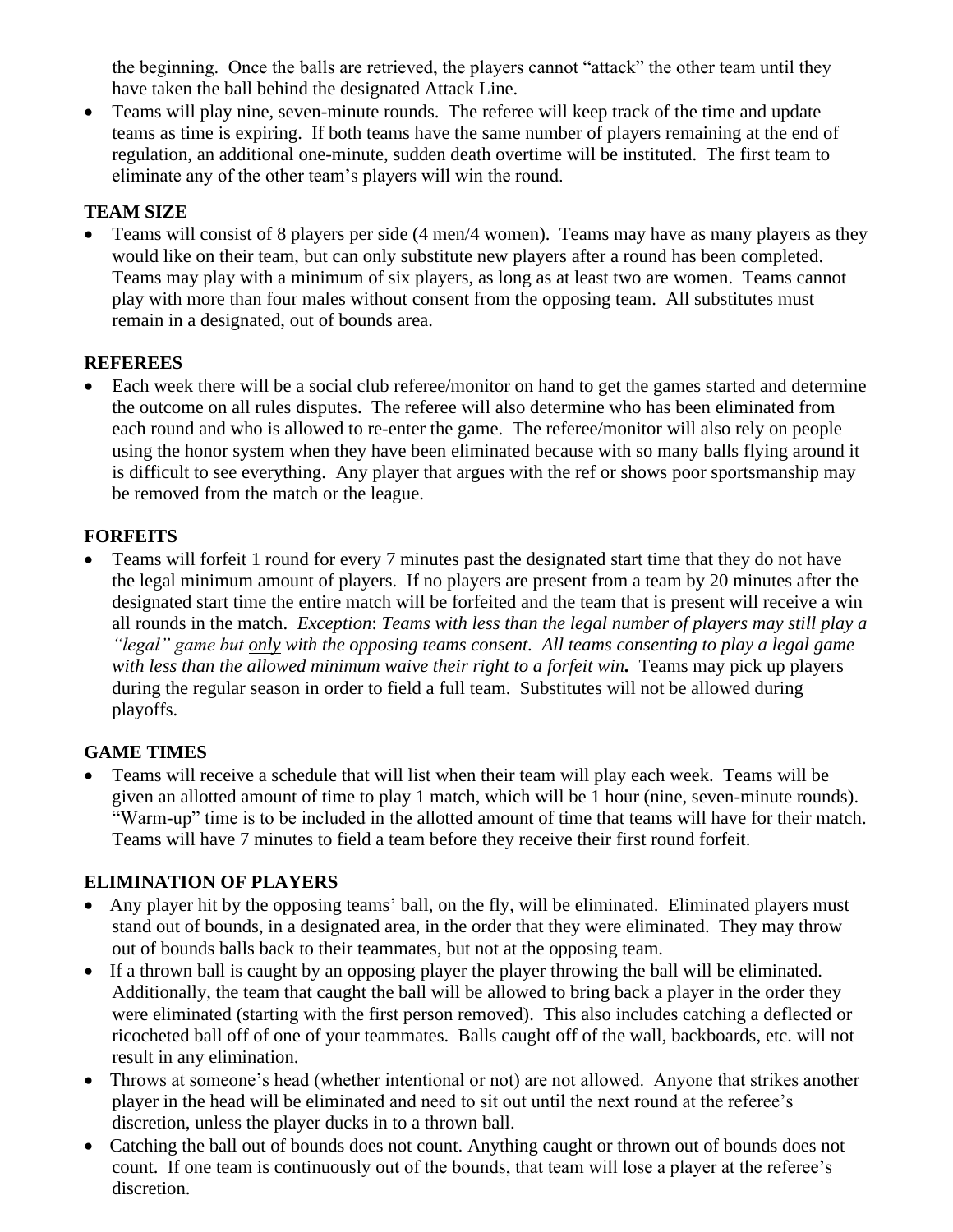the beginning. Once the balls are retrieved, the players cannot "attack" the other team until they have taken the ball behind the designated Attack Line.

- Teams will play nine, seven-minute rounds. The referee will keep track of the time and update teams as time is expiring. If both teams have the same number of players remaining at the end of regulation, an additional one-minute, sudden death overtime will be instituted. The first team to eliminate any of the other team's players will win the round.

**TEAM SIZE**

- Teams will consist of 8 players per side (4 men/4 women). Teams may have as many players as they would like on their team, but can only substitute new players after a round has been completed. Teams may play with a minimum of six players, as long as at least two are women. Teams cannot play with more than four males without consent from the opposing team. All substitutes must remain in a designated, out of bounds area.

**REFEREES**

- Each week there will be a social club referee/monitor on hand to get the games started and determine the outcome on all rules disputes. The referee will also determine who has been eliminated from each round and who is allowed to re-enter the game. The referee/monitor will also rely on people using the honor system when they have been eliminated because with so many balls flying around it is difficult to see everything. Any player that argues with the ref or shows poor sportsmanship may be removed from the match or the league.

**FORFEITS**

- Teams will forfeit 1 round for every 7 minutes past the designated start time that they do not have the legal minimum amount of players. If no players are present from a team by 20 minutes after the designated start time the entire match will be forfeited and the team that is present will receive a win all rounds in the match. *Exception*: *Teams with less than the legal number of players may still play a "legal" game but <u>only</u> with the opposing teams consent. All teams consenting to play a legal game with less than the allowed minimum waive their right to a forfeit win.* Teams may pick up players during the regular season in order to field a full team. Substitutes will not be allowed during playoffs.

**GAME TIMES**

- Teams will receive a schedule that will list when their team will play each week. Teams will be given an allotted amount of time to play 1 match, which will be 1 hour (nine, seven-minute rounds). "Warm-up" time is to be included in the allotted amount of time that teams will have for their match. Teams will have 7 minutes to field a team before they receive their first round forfeit.

**ELIMINATION OF PLAYERS**

- Any player hit by the opposing teams' ball, on the fly, will be eliminated. Eliminated players must stand out of bounds, in a designated area, in the order that they were eliminated. They may throw out of bounds balls back to their teammates, but not at the opposing team.
- If a thrown ball is caught by an opposing player the player throwing the ball will be eliminated. Additionally, the team that caught the ball will be allowed to bring back a player in the order they were eliminated (starting with the first person removed). This also includes catching a deflected or ricocheted ball off of one of your teammates. Balls caught off of the wall, backboards, etc. will not result in any elimination.
- Throws at someone's head (whether intentional or not) are not allowed. Anyone that strikes another player in the head will be eliminated and need to sit out until the next round at the referee's discretion, unless the player ducks in to a thrown ball.
- Catching the ball out of bounds does not count. Anything caught or thrown out of bounds does not count. If one team is continuously out of the bounds, that team will lose a player at the referee's discretion.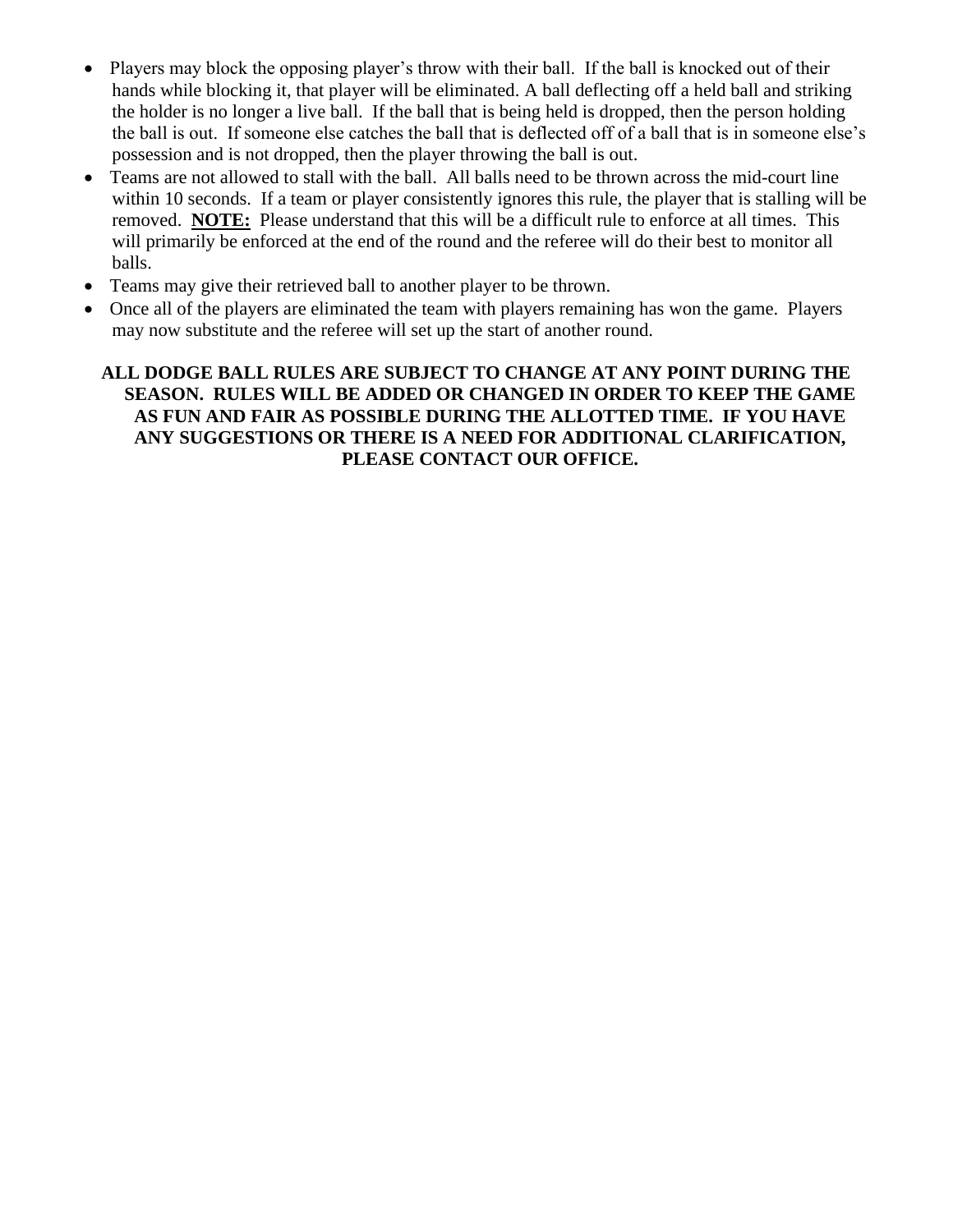- Players may block the opposing player's throw with their ball. If the ball is knocked out of their hands while blocking it, that player will be eliminated. A ball deflecting off a held ball and striking the holder is no longer a live ball. If the ball that is being held is dropped, then the person holding the ball is out. If someone else catches the ball that is deflected off of a ball that is in someone else's possession and is not dropped, then the player throwing the ball is out.
- Teams are not allowed to stall with the ball. All balls need to be thrown across the mid-court line within 10 seconds. If a team or player consistently ignores this rule, the player that is stalling will be removed. **<u>NOTE:</u>** Please understand that this will be a difficult rule to enforce at all times. This will primarily be enforced at the end of the round and the referee will do their best to monitor all balls.
- Teams may give their retrieved ball to another player to be thrown.
- Once all of the players are eliminated the team with players remaining has won the game. Players may now substitute and the referee will set up the start of another round.

**ALL DODGE BALL RULES ARE SUBJECT TO CHANGE AT ANY POINT DURING THE SEASON. RULES WILL BE ADDED OR CHANGED IN ORDER TO KEEP THE GAME AS FUN AND FAIR AS POSSIBLE DURING THE ALLOTTED TIME. IF YOU HAVE ANY SUGGESTIONS OR THERE IS A NEED FOR ADDITIONAL CLARIFICATION, PLEASE CONTACT OUR OFFICE.**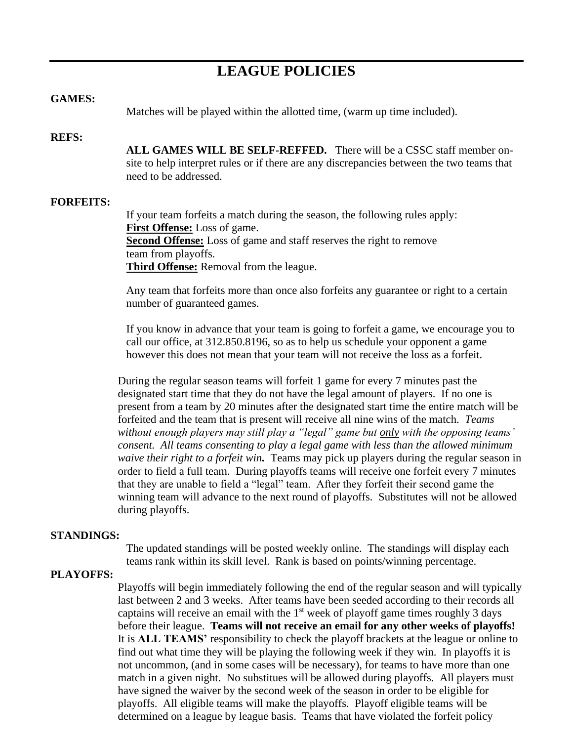# LEAGUE POLICIES

**GAMES:**

Matches will be played within the allotted time, (warm up time included).

**REFS:**

**ALL GAMES WILL BE SELF-REFFED.** There will be a CSSC staff member on-site to help interpret rules or if there are any discrepancies between the two teams that need to be addressed.

**FORFEITS:**

If your team forfeits a match during the season, the following rules apply:
**First Offense:** Loss of game.
**Second Offense:** Loss of game and staff reserves the right to remove team from playoffs.
**Third Offense:** Removal from the league.

Any team that forfeits more than once also forfeits any guarantee or right to a certain number of guaranteed games.

If you know in advance that your team is going to forfeit a game, we encourage you to call our office, at 312.850.8196, so as to help us schedule your opponent a game however this does not mean that your team will not receive the loss as a forfeit.

During the regular season teams will forfeit 1 game for every 7 minutes past the designated start time that they do not have the legal amount of players. If no one is present from a team by 20 minutes after the designated start time the entire match will be forfeited and the team that is present will receive all nine wins of the match. *Teams without enough players may still play a "legal" game but only with the opposing teams' consent. All teams consenting to play a legal game with less than the allowed minimum waive their right to a forfeit win.* Teams may pick up players during the regular season in order to field a full team. During playoffs teams will receive one forfeit every 7 minutes that they are unable to field a "legal" team. After they forfeit their second game the winning team will advance to the next round of playoffs. Substitutes will not be allowed during playoffs.

**STANDINGS:**

The updated standings will be posted weekly online. The standings will display each teams rank within its skill level. Rank is based on points/winning percentage.

**PLAYOFFS:**

Playoffs will begin immediately following the end of the regular season and will typically last between 2 and 3 weeks. After teams have been seeded according to their records all captains will receive an email with the 1st week of playoff game times roughly 3 days before their league. **Teams will not receive an email for any other weeks of playoffs!** It is **ALL TEAMS'** responsibility to check the playoff brackets at the league or online to find out what time they will be playing the following week if they win. In playoffs it is not uncommon, (and in some cases will be necessary), for teams to have more than one match in a given night. No substitues will be allowed during playoffs. All players must have signed the waiver by the second week of the season in order to be eligible for playoffs. All eligible teams will make the playoffs. Playoff eligible teams will be determined on a league by league basis. Teams that have violated the forfeit policy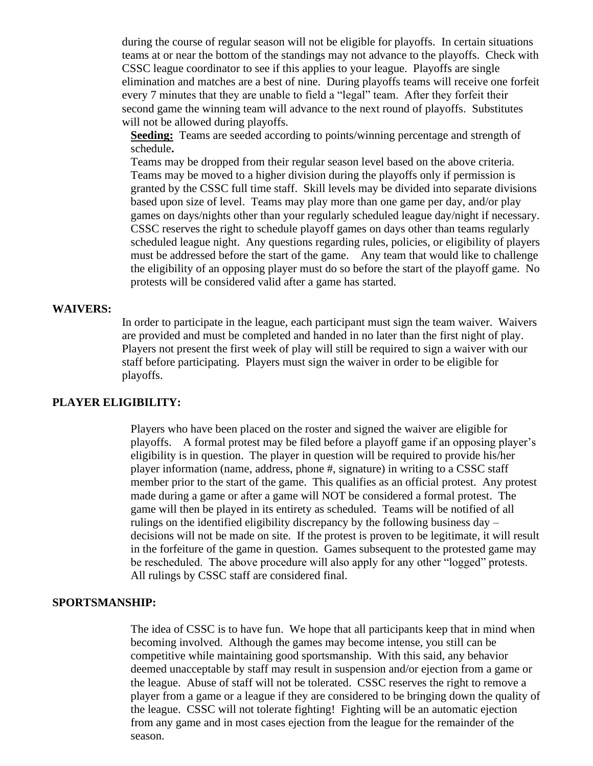during the course of regular season will not be eligible for playoffs. In certain situations teams at or near the bottom of the standings may not advance to the playoffs. Check with CSSC league coordinator to see if this applies to your league. Playoffs are single elimination and matches are a best of nine. During playoffs teams will receive one forfeit every 7 minutes that they are unable to field a "legal" team. After they forfeit their second game the winning team will advance to the next round of playoffs. Substitutes will not be allowed during playoffs.

**Seeding:** Teams are seeded according to points/winning percentage and strength of schedule**.**

Teams may be dropped from their regular season level based on the above criteria. Teams may be moved to a higher division during the playoffs only if permission is granted by the CSSC full time staff. Skill levels may be divided into separate divisions based upon size of level. Teams may play more than one game per day, and/or play games on days/nights other than your regularly scheduled league day/night if necessary. CSSC reserves the right to schedule playoff games on days other than teams regularly scheduled league night. Any questions regarding rules, policies, or eligibility of players must be addressed before the start of the game. Any team that would like to challenge the eligibility of an opposing player must do so before the start of the playoff game. No protests will be considered valid after a game has started.

**WAIVERS:**

In order to participate in the league, each participant must sign the team waiver. Waivers are provided and must be completed and handed in no later than the first night of play. Players not present the first week of play will still be required to sign a waiver with our staff before participating. Players must sign the waiver in order to be eligible for playoffs.

**PLAYER ELIGIBILITY:**

Players who have been placed on the roster and signed the waiver are eligible for playoffs. A formal protest may be filed before a playoff game if an opposing player's eligibility is in question. The player in question will be required to provide his/her player information (name, address, phone #, signature) in writing to a CSSC staff member prior to the start of the game. This qualifies as an official protest. Any protest made during a game or after a game will NOT be considered a formal protest. The game will then be played in its entirety as scheduled. Teams will be notified of all rulings on the identified eligibility discrepancy by the following business day – decisions will not be made on site. If the protest is proven to be legitimate, it will result in the forfeiture of the game in question. Games subsequent to the protested game may be rescheduled. The above procedure will also apply for any other "logged" protests. All rulings by CSSC staff are considered final.

**SPORTSMANSHIP:**

The idea of CSSC is to have fun. We hope that all participants keep that in mind when becoming involved. Although the games may become intense, you still can be competitive while maintaining good sportsmanship. With this said, any behavior deemed unacceptable by staff may result in suspension and/or ejection from a game or the league. Abuse of staff will not be tolerated. CSSC reserves the right to remove a player from a game or a league if they are considered to be bringing down the quality of the league. CSSC will not tolerate fighting! Fighting will be an automatic ejection from any game and in most cases ejection from the league for the remainder of the season.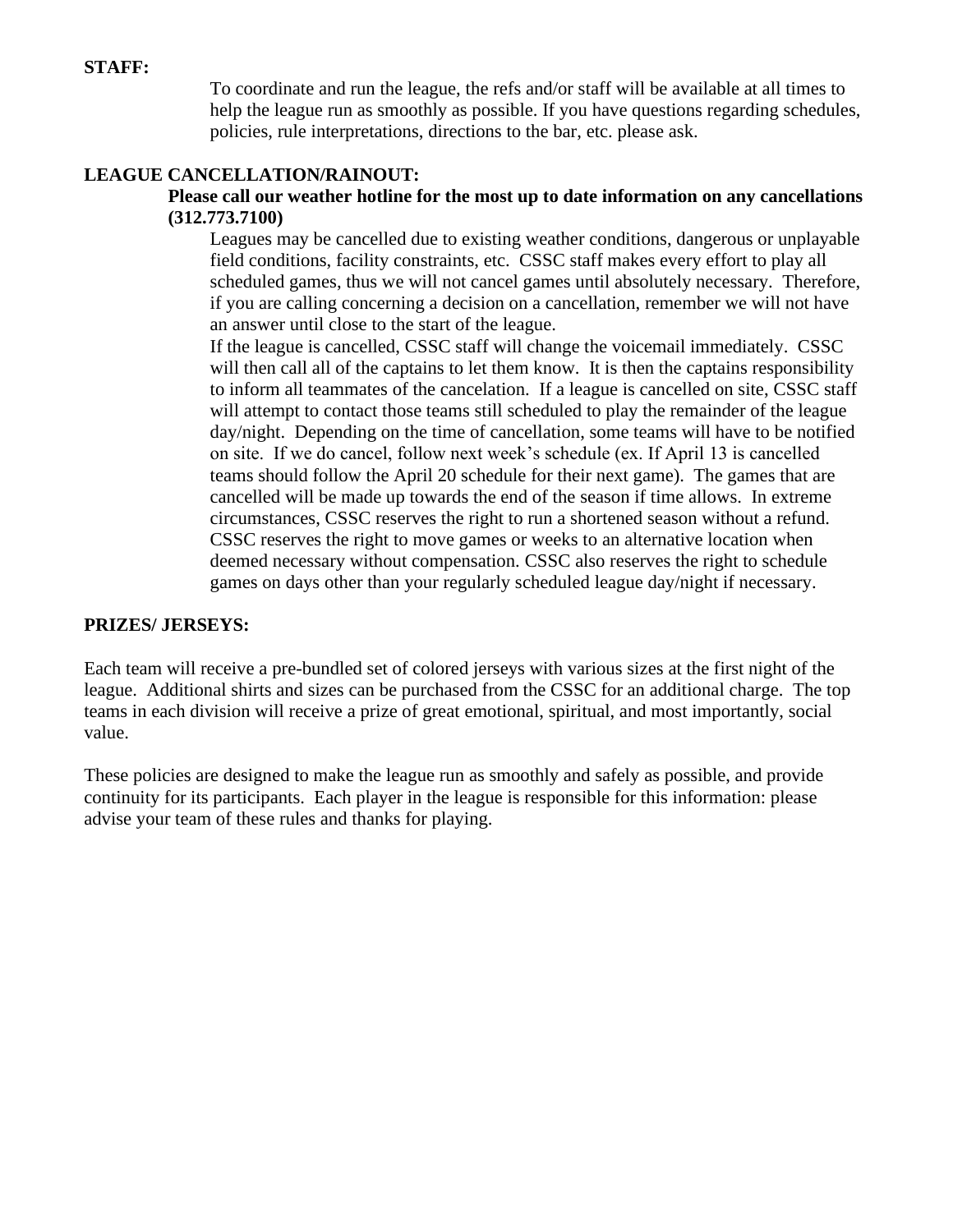**STAFF:**

To coordinate and run the league, the refs and/or staff will be available at all times to help the league run as smoothly as possible. If you have questions regarding schedules, policies, rule interpretations, directions to the bar, etc. please ask.

**LEAGUE CANCELLATION/RAINOUT:**

**Please call our weather hotline for the most up to date information on any cancellations (312.773.7100)**

Leagues may be cancelled due to existing weather conditions, dangerous or unplayable field conditions, facility constraints, etc. CSSC staff makes every effort to play all scheduled games, thus we will not cancel games until absolutely necessary. Therefore, if you are calling concerning a decision on a cancellation, remember we will not have an answer until close to the start of the league.

If the league is cancelled, CSSC staff will change the voicemail immediately. CSSC will then call all of the captains to let them know. It is then the captains responsibility to inform all teammates of the cancelation. If a league is cancelled on site, CSSC staff will attempt to contact those teams still scheduled to play the remainder of the league day/night. Depending on the time of cancellation, some teams will have to be notified on site. If we do cancel, follow next week's schedule (ex. If April 13 is cancelled teams should follow the April 20 schedule for their next game). The games that are cancelled will be made up towards the end of the season if time allows. In extreme circumstances, CSSC reserves the right to run a shortened season without a refund. CSSC reserves the right to move games or weeks to an alternative location when deemed necessary without compensation. CSSC also reserves the right to schedule games on days other than your regularly scheduled league day/night if necessary.

**PRIZES/ JERSEYS:**

Each team will receive a pre-bundled set of colored jerseys with various sizes at the first night of the league. Additional shirts and sizes can be purchased from the CSSC for an additional charge. The top teams in each division will receive a prize of great emotional, spiritual, and most importantly, social value.

These policies are designed to make the league run as smoothly and safely as possible, and provide continuity for its participants. Each player in the league is responsible for this information: please advise your team of these rules and thanks for playing.